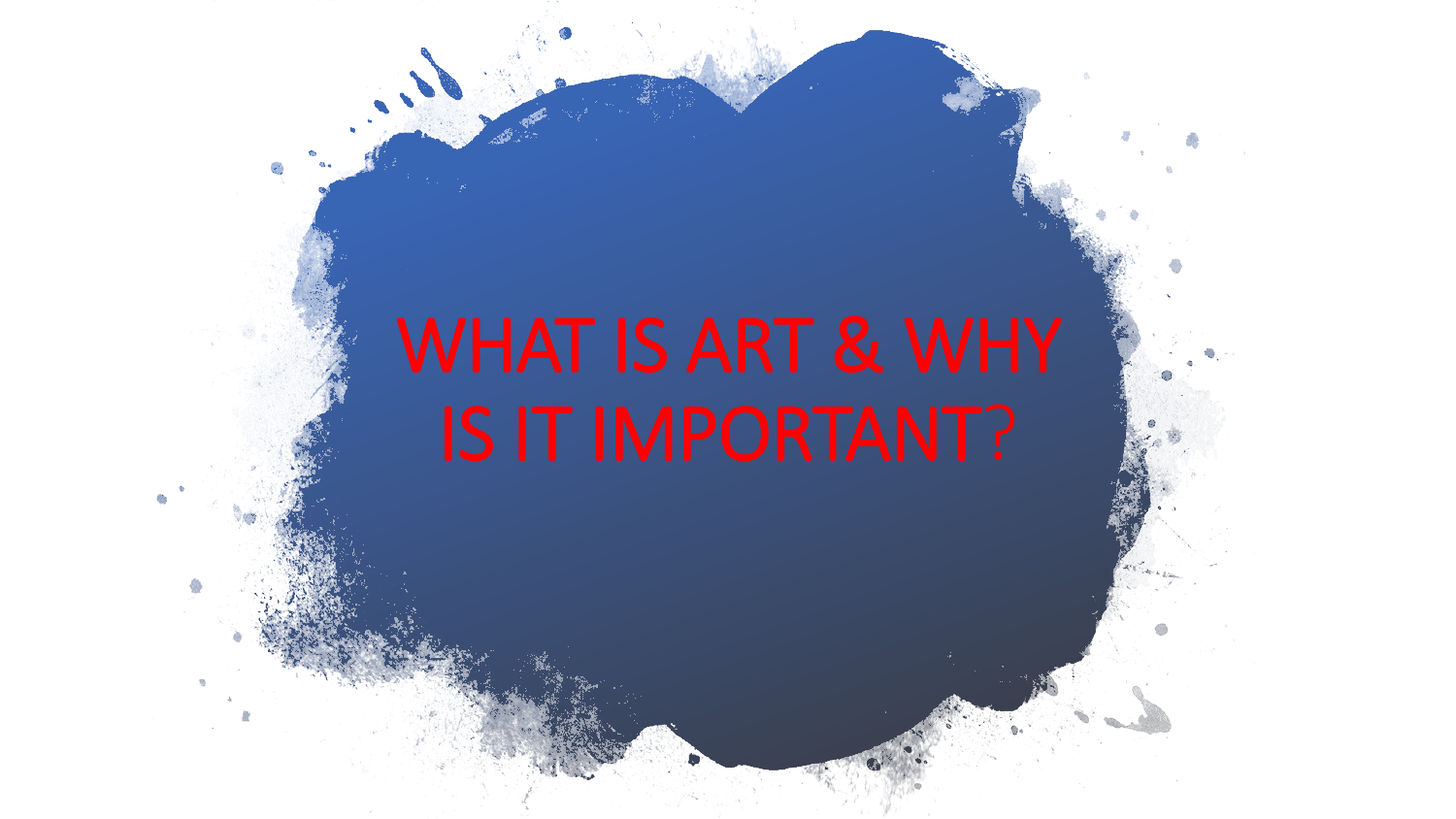# WHAT IS ART & WHY IS IT IMPORTANT?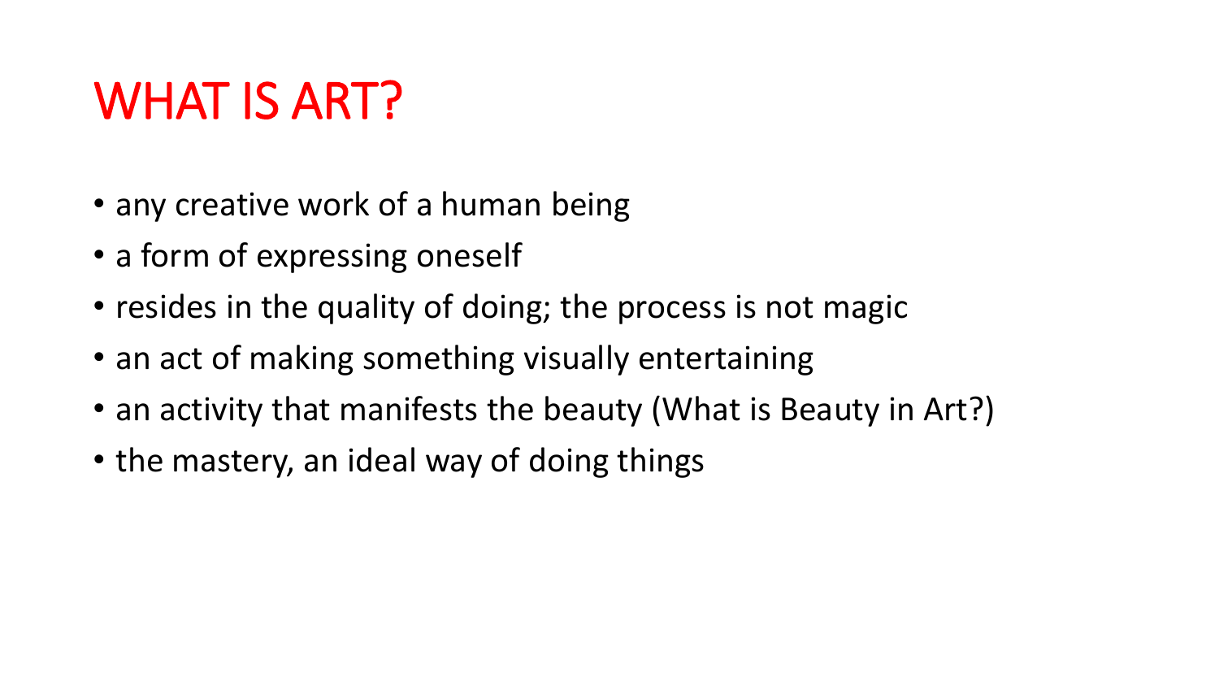# WHAT IS ART?

- any creative work of a human being
- a form of expressing oneself
- resides in the quality of doing; the process is not magic
- an act of making something visually entertaining
- an activity that manifests the beauty (What is Beauty in Art?)
- the mastery, an ideal way of doing things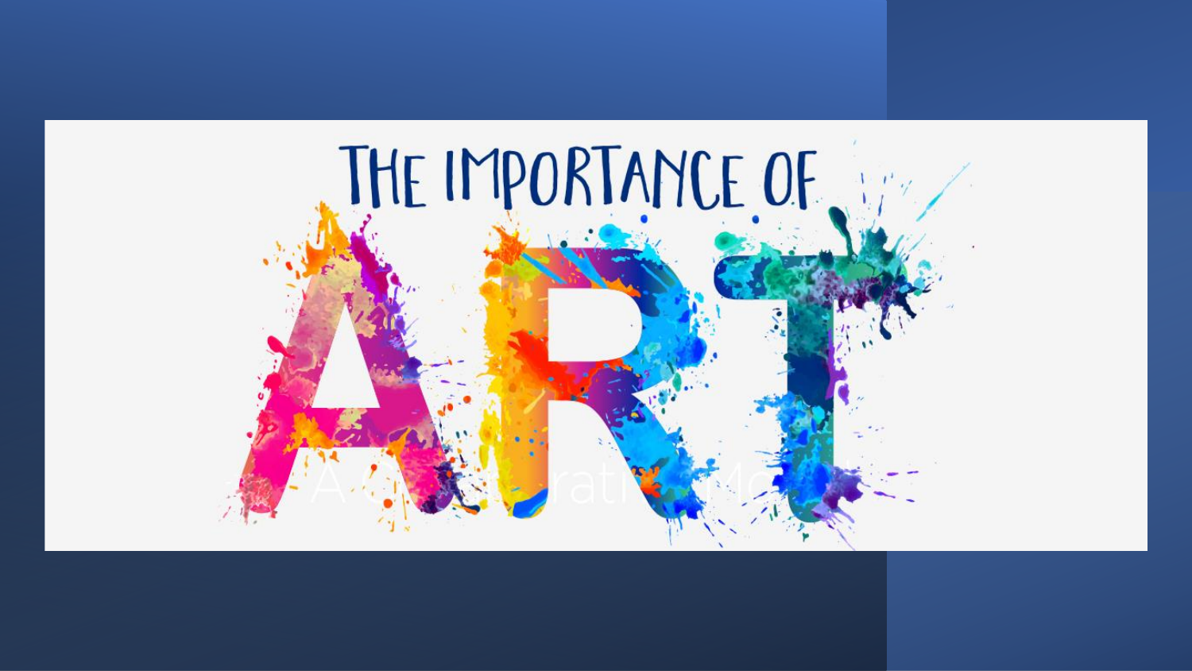# THE IMPORTANCE OF ART

A Collaborative Model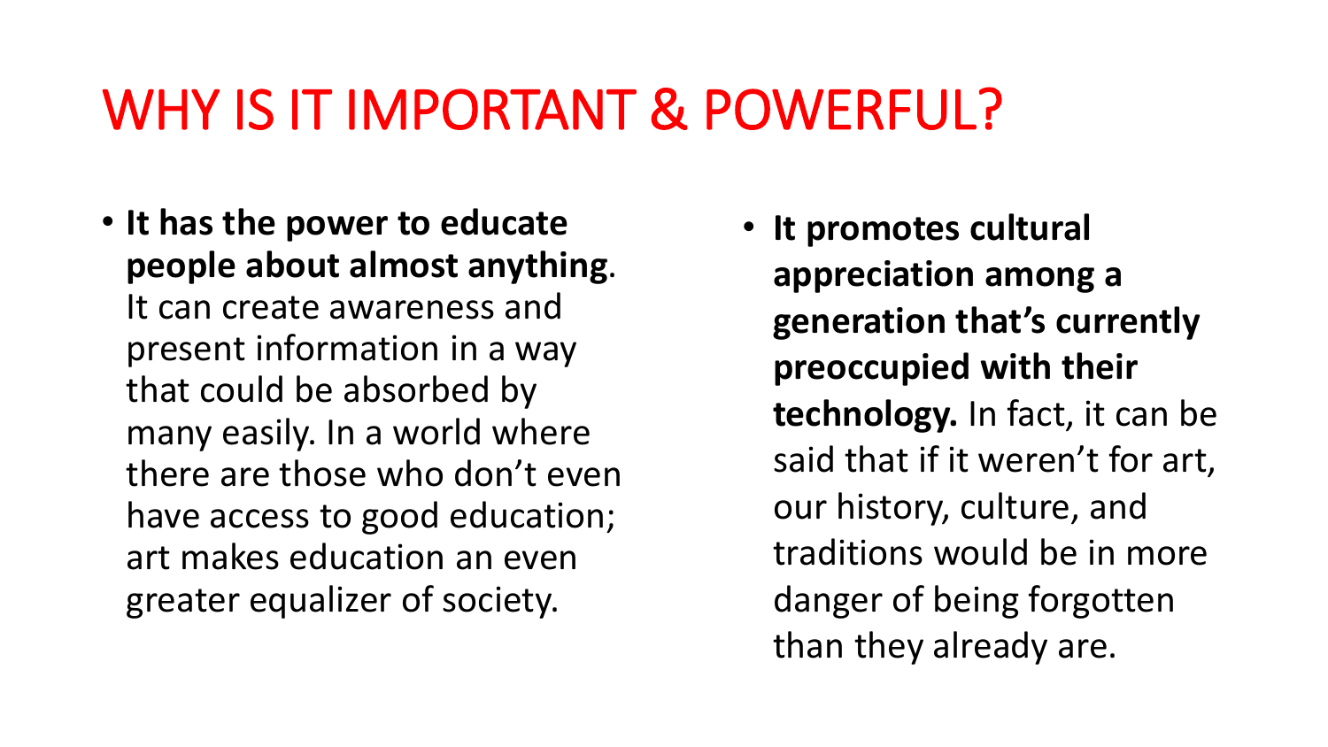# WHY IS IT IMPORTANT & POWERFUL?

- **It has the power to educate people about almost anything**. It can create awareness and present information in a way that could be absorbed by many easily. In a world where there are those who don't even have access to good education; art makes education an even greater equalizer of society.
- **It promotes cultural appreciation among a generation that's currently preoccupied with their technology.** In fact, it can be said that if it weren't for art, our history, culture, and traditions would be in more danger of being forgotten than they already are.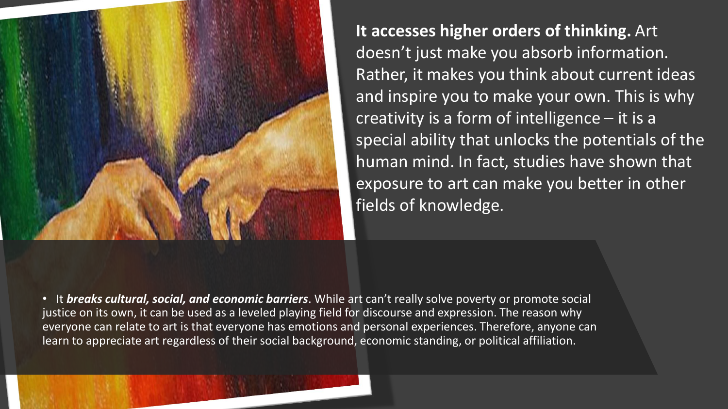**It accesses higher orders of thinking.** Art doesn't just make you absorb information. Rather, it makes you think about current ideas and inspire you to make your own. This is why creativity is a form of intelligence – it is a special ability that unlocks the potentials of the human mind. In fact, studies have shown that exposure to art can make you better in other fields of knowledge.

- It ***breaks cultural, social, and economic barriers***. While art can't really solve poverty or promote social justice on its own, it can be used as a leveled playing field for discourse and expression. The reason why everyone can relate to art is that everyone has emotions and personal experiences. Therefore, anyone can learn to appreciate art regardless of their social background, economic standing, or political affiliation.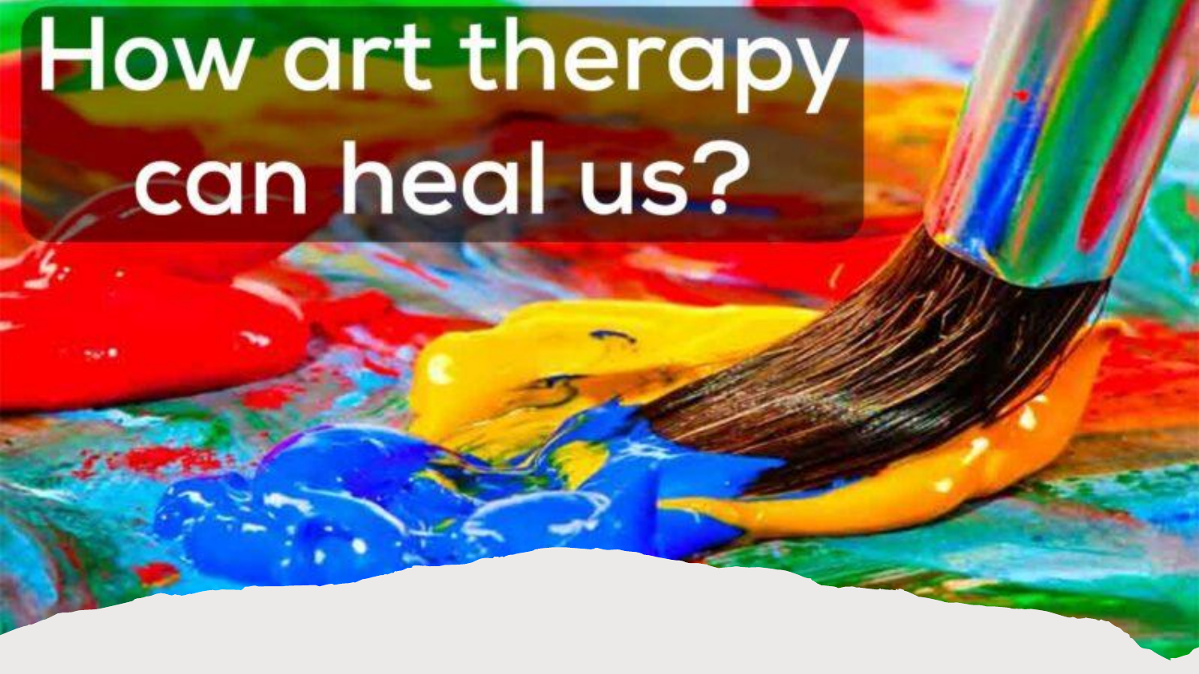# How art therapy can heal us?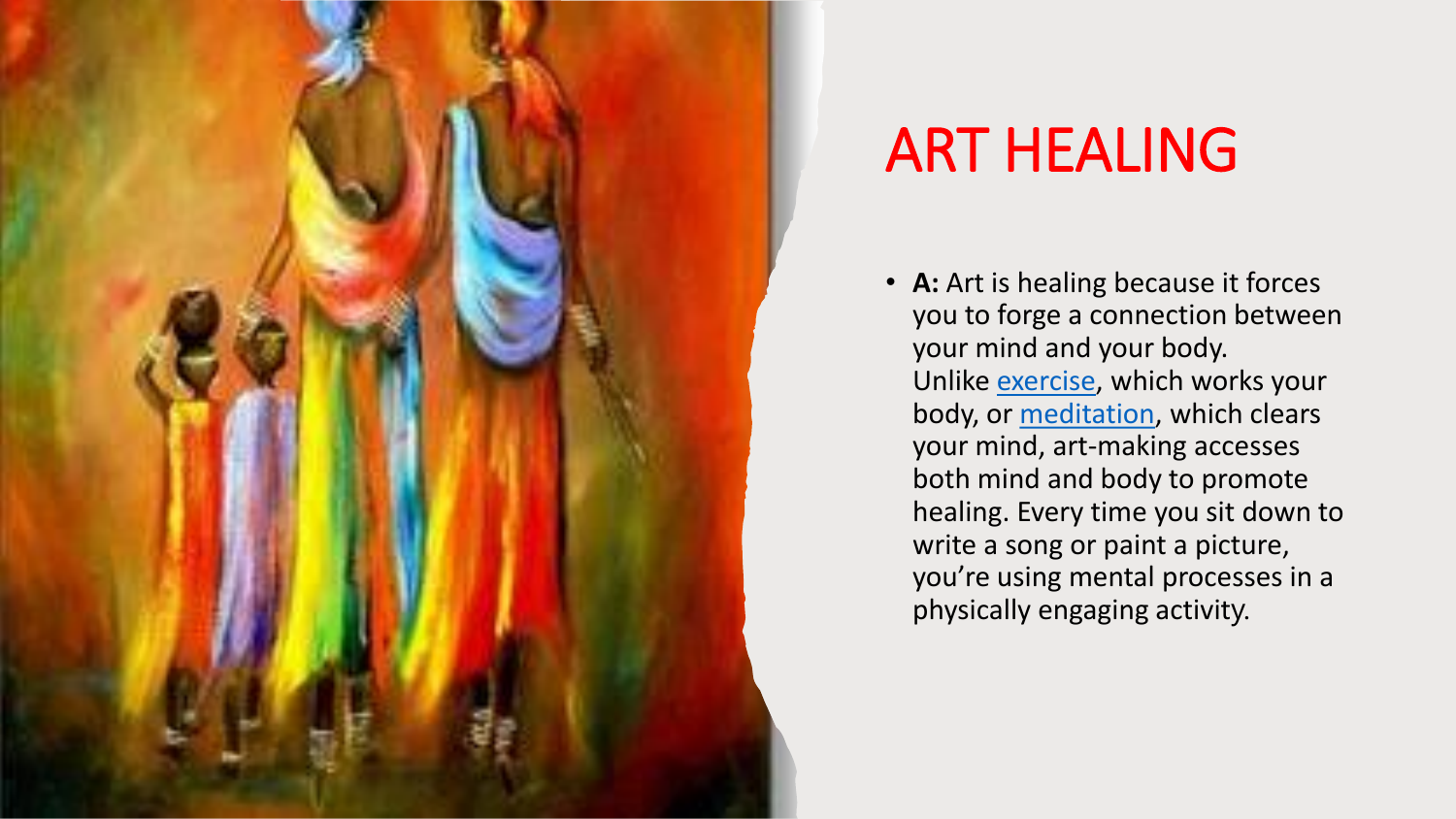# ART HEALING

- **A:** Art is healing because it forces you to forge a connection between your mind and your body. Unlike exercise, which works your body, or meditation, which clears your mind, art-making accesses both mind and body to promote healing. Every time you sit down to write a song or paint a picture, you're using mental processes in a physically engaging activity.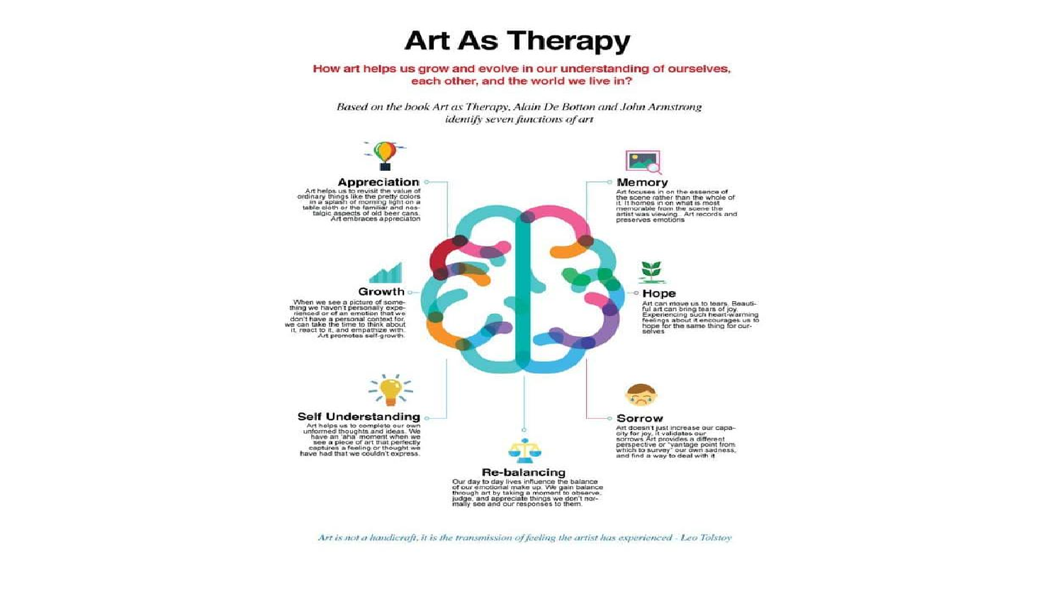# Art As Therapy

**How art helps us grow and evolve in our understanding of ourselves, each other, and the world we live in?**

*Based on the book Art as Therapy, Alain De Botton and John Armstrong identify seven functions of art*

### Appreciation

Art helps us to revisit the value of ordinary things like the pretty colors in a splash of morning light on a table cloth or the familiar and nostalgic aspects of old beer cans. Art embraces appreciaton

### Memory

Art focuses in on the essence of the scene rather than the whole of it. It homes in on what is most memorable from the scene the artist was viewing. Art records and preserves emotions

### Growth

When we see a picture of something we haven't personally experienced or of an emotion that we don't have a personal context for, we can take the time to think about it, react to it, and empathize with. Art promotes self-growth.

### Hope

Art can move us to tears. Beautiful art can bring tears of joy. Experiencing such heart-warming feelings about it encourages us to hope for the same thing for ourselves

### Self Understanding

Art helps us to complete our own unformed thoughts and ideas. We have an 'aha' moment when we see a piece of art that perfectly captures a feeling or thought we have had that we couldn't express.

### Sorrow

Art doesn't just increase our capacity for joy, it validates our sorrows. Art provides a different perspective or "vantage point from which to survey" our own sadness, and find a way to deal with it

### Re-balancing

Our day to day lives influence the balance of our emotional make up. We gain balance through art by taking a moment to observe, judge, and appreciate things we don't normally see and our responses to them.

*Art is not a handicraft, it is the transmission of feeling the artist has experienced - Leo Tolstoy*